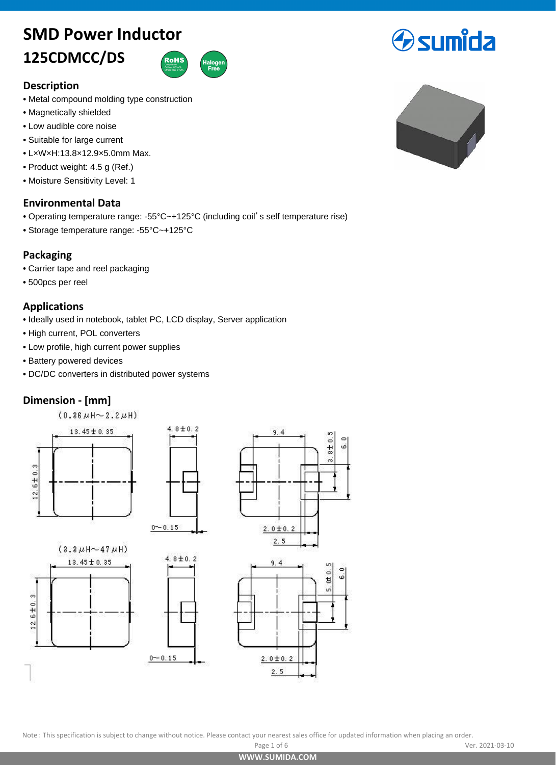# SMD Power Inductor

## 125CDMCC/DS

### Description

- Metal compound molding type construction
- Magnetically shielded
- Low audible core noise
- Suitable for large current
- L×W×H:13.8×12.9×5.0mm Max.
- Product weight: 4.5 g (Ref.)
- Moisture Sensitivity Level: 1

### Environmental Data

- Operating temperature range: -55°C~+125°C (including coil's self temperature rise)
- Storage temperature range: -55°C~+125°C

### Packaging

- Carrier tape and reel packaging
- 500pcs per reel

### Applications

- Ideally used in notebook, tablet PC, LCD display, Server application
- High current, POL converters
- Low profile, high current power supplies
- Battery powered devices
- DC/DC converters in distributed power systems

### Dimension - [mm]

(0.36μH~2.2μH)

13.45±0.35, 12.6±0.3, 4.8±0.2, 0~0.15, 9.4, 3.8±0.5, 6.0, 2.0±0.2, 2.5

(3.3μH~47μH)

13.45±0.35, 12.6±0.3, 4.8±0.2, 0~0.15, 9.4, 5.0±0.5, 6.0, 2.0±0.2, 2.5

Note: This specification is subject to change without notice. Please contact your nearest sales office for updated information when placing an order.

Ver. 2021-03-10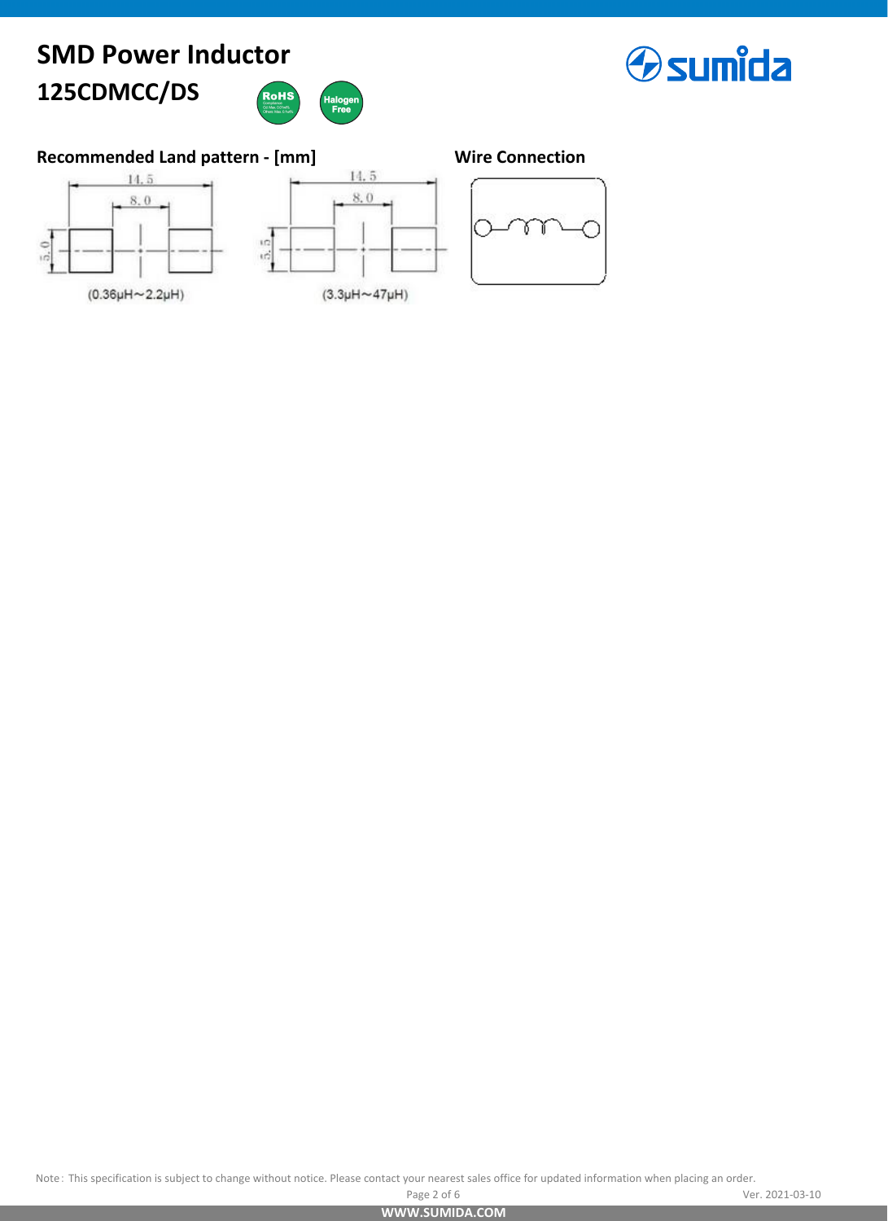# SMD Power Inductor

## 125CDMCC/DS

### Recommended Land pattern - [mm]

14.5

8.0

5.0

(0.36μH～2.2μH)

14.5

8.0

5.5

(3.3μH～47μH)

### Wire Connection

Note: This specification is subject to change without notice. Please contact your nearest sales office for updated information when placing an order.

Ver. 2021-03-10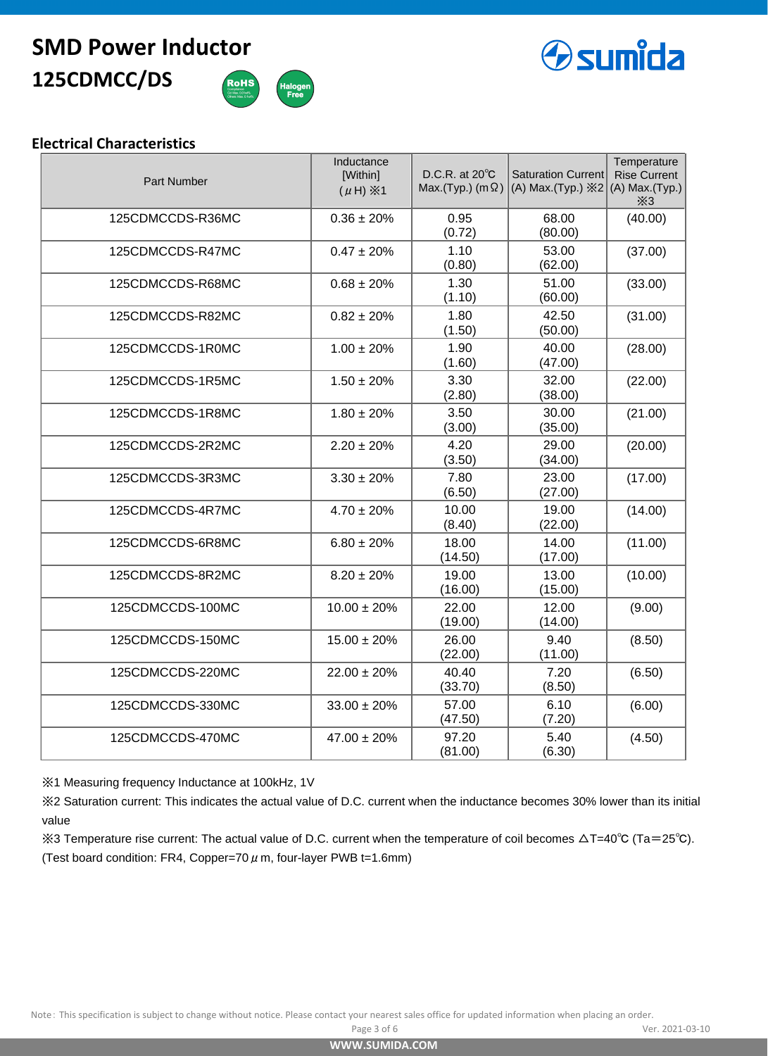# SMD Power Inductor

## 125CDMCC/DS

### Electrical Characteristics

| Part Number | Inductance [Within] (μH) ※1 | D.C.R. at 20℃ Max.(Typ.) (mΩ) | Saturation Current (A) Max.(Typ.) ※2 | Temperature Rise Current (A) Max.(Typ.) ※3 |
|---|---|---|---|---|
| 125CDMCCDS-R36MC | 0.36 ± 20% | 0.95 (0.72) | 68.00 (80.00) | (40.00) |
| 125CDMCCDS-R47MC | 0.47 ± 20% | 1.10 (0.80) | 53.00 (62.00) | (37.00) |
| 125CDMCCDS-R68MC | 0.68 ± 20% | 1.30 (1.10) | 51.00 (60.00) | (33.00) |
| 125CDMCCDS-R82MC | 0.82 ± 20% | 1.80 (1.50) | 42.50 (50.00) | (31.00) |
| 125CDMCCDS-1R0MC | 1.00 ± 20% | 1.90 (1.60) | 40.00 (47.00) | (28.00) |
| 125CDMCCDS-1R5MC | 1.50 ± 20% | 3.30 (2.80) | 32.00 (38.00) | (22.00) |
| 125CDMCCDS-1R8MC | 1.80 ± 20% | 3.50 (3.00) | 30.00 (35.00) | (21.00) |
| 125CDMCCDS-2R2MC | 2.20 ± 20% | 4.20 (3.50) | 29.00 (34.00) | (20.00) |
| 125CDMCCDS-3R3MC | 3.30 ± 20% | 7.80 (6.50) | 23.00 (27.00) | (17.00) |
| 125CDMCCDS-4R7MC | 4.70 ± 20% | 10.00 (8.40) | 19.00 (22.00) | (14.00) |
| 125CDMCCDS-6R8MC | 6.80 ± 20% | 18.00 (14.50) | 14.00 (17.00) | (11.00) |
| 125CDMCCDS-8R2MC | 8.20 ± 20% | 19.00 (16.00) | 13.00 (15.00) | (10.00) |
| 125CDMCCDS-100MC | 10.00 ± 20% | 22.00 (19.00) | 12.00 (14.00) | (9.00) |
| 125CDMCCDS-150MC | 15.00 ± 20% | 26.00 (22.00) | 9.40 (11.00) | (8.50) |
| 125CDMCCDS-220MC | 22.00 ± 20% | 40.40 (33.70) | 7.20 (8.50) | (6.50) |
| 125CDMCCDS-330MC | 33.00 ± 20% | 57.00 (47.50) | 6.10 (7.20) | (6.00) |
| 125CDMCCDS-470MC | 47.00 ± 20% | 97.20 (81.00) | 5.40 (6.30) | (4.50) |

※1 Measuring frequency Inductance at 100kHz, 1V

※2 Saturation current: This indicates the actual value of D.C. current when the inductance becomes 30% lower than its initial value

※3 Temperature rise current: The actual value of D.C. current when the temperature of coil becomes △T=40℃ (Ta＝25℃). (Test board condition: FR4, Copper=70μm, four-layer PWB t=1.6mm)

Note: This specification is subject to change without notice. Please contact your nearest sales office for updated information when placing an order.

Ver. 2021-03-10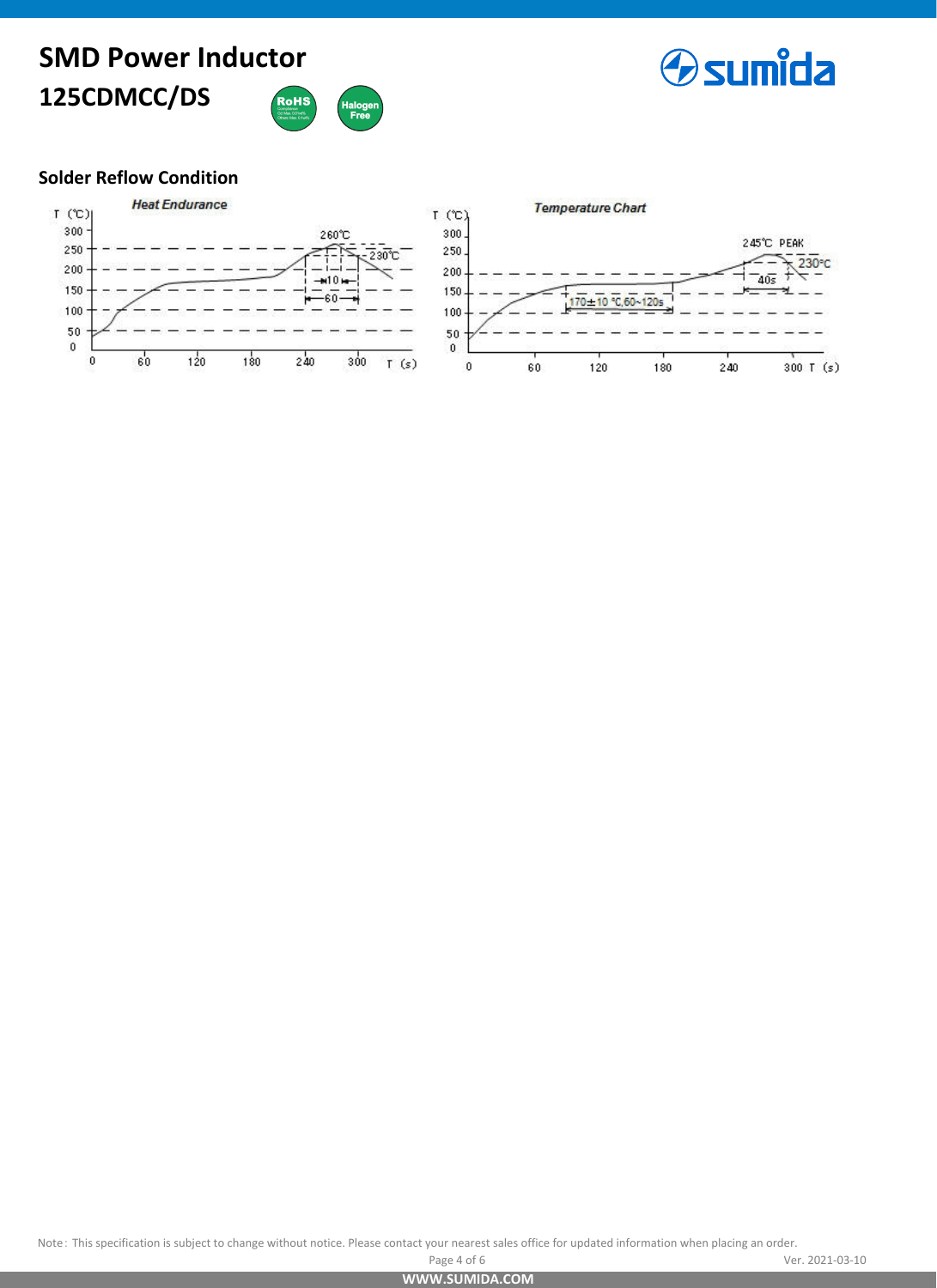# SMD Power Inductor

## 125CDMCC/DS

### Solder Reflow Condition

**Heat Endurance**

T (℃)

300, 250, 200, 150, 100, 50, 0

260℃

230℃

10

60

0, 60, 120, 180, 240, 300 T (s)

**Temperature Chart**

T (℃)

300, 250, 200, 150, 100, 50, 0

245℃ PEAK

230°C

40s

170±10 °C,60~120s

0, 60, 120, 180, 240, 300 T (s)

Note : This specification is subject to change without notice. Please contact your nearest sales office for updated information when placing an order.

Ver. 2021-03-10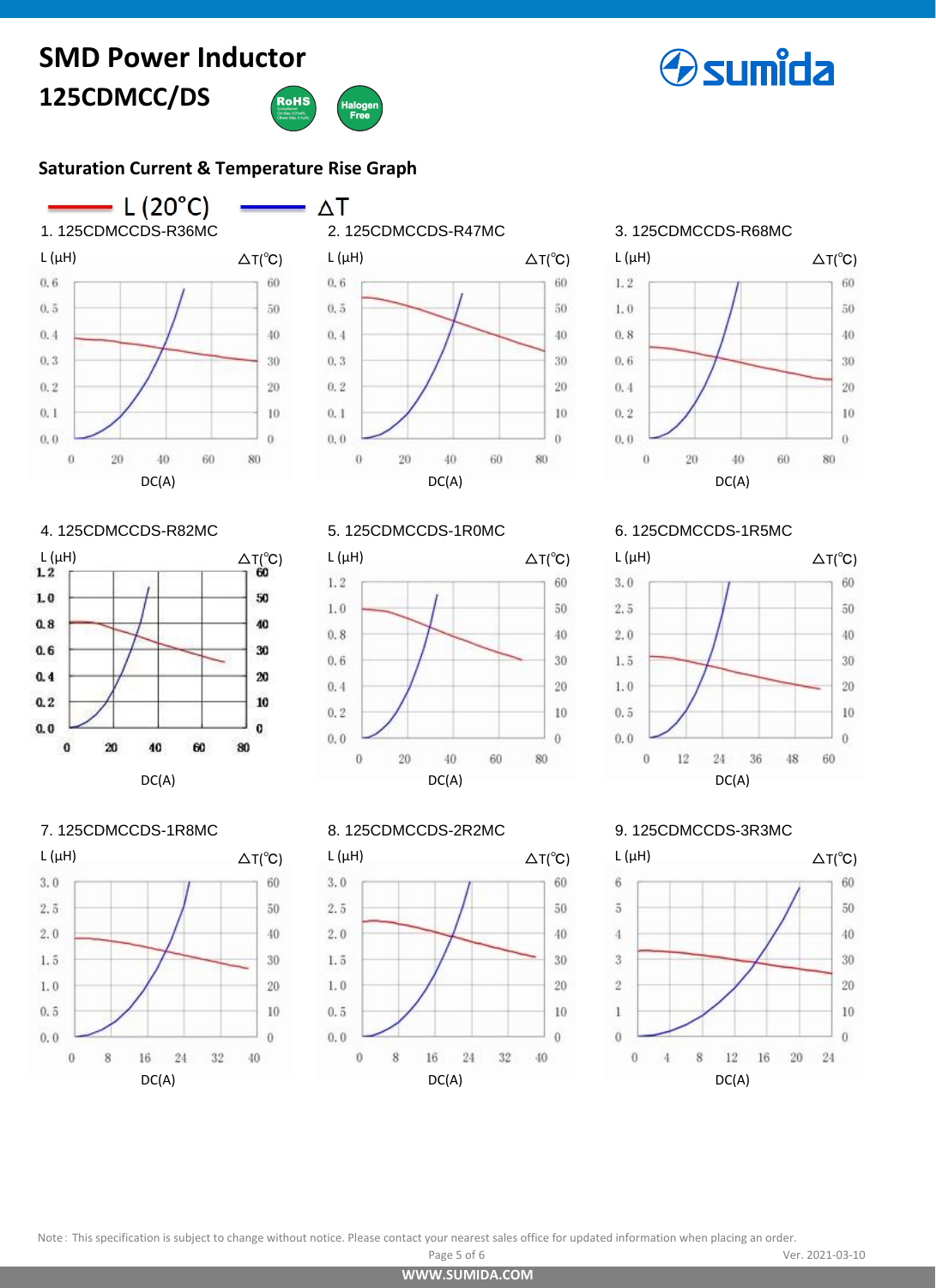# SMD Power Inductor

## 125CDMCC/DS

### Saturation Current & Temperature Rise Graph

L (20°C) — ΔT

1. 125CDMCCDS-R36MC

L (μH) ΔT(℃) DC(A)

2. 125CDMCCDS-R47MC

L (μH) ΔT(℃) DC(A)

3. 125CDMCCDS-R68MC

L (μH) ΔT(℃) DC(A)

4. 125CDMCCDS-R82MC

L (μH) ΔT(℃) DC(A)

5. 125CDMCCDS-1R0MC

L (μH) ΔT(℃) DC(A)

6. 125CDMCCDS-1R5MC

L (μH) ΔT(℃) DC(A)

7. 125CDMCCDS-1R8MC

L (μH) ΔT(℃) DC(A)

8. 125CDMCCDS-2R2MC

L (μH) ΔT(℃) DC(A)

9. 125CDMCCDS-3R3MC

L (μH) ΔT(℃) DC(A)

Note: This specification is subject to change without notice. Please contact your nearest sales office for updated information when placing an order.

Ver. 2021-03-10

WWW.SUMIDA.COM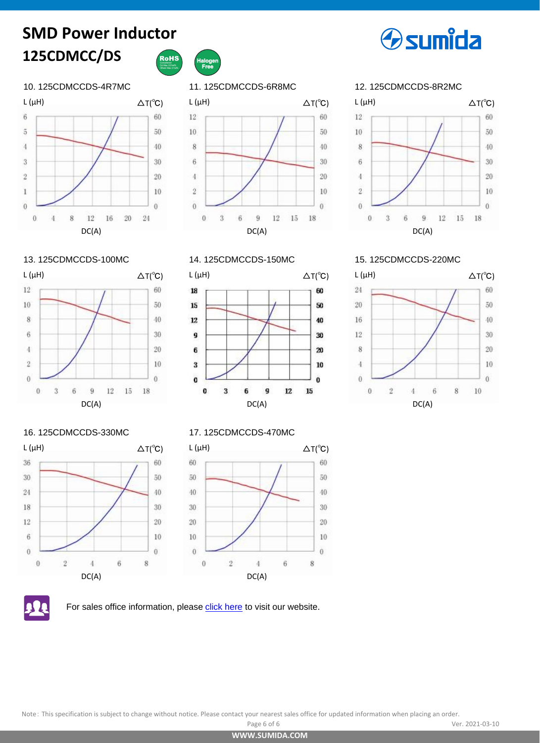# SMD Power Inductor

## 125CDMCC/DS

10. 125CDMCCDS-4R7MC

L (μH)
△T(℃)
6
5
4
3
2
1
0
60
50
40
30
20
10
0
0 4 8 12 16 20 24
DC(A)

11. 125CDMCCDS-6R8MC

L (μH)
△T(℃)
12
10
8
6
4
2
0
60
50
40
30
20
10
0
0 3 6 9 12 15 18
DC(A)

12. 125CDMCCDS-8R2MC

L (μH)
△T(℃)
12
10
8
6
4
2
0
60
50
40
30
20
10
0
0 3 6 9 12 15 18
DC(A)

13. 125CDMCCDS-100MC

L (μH)
△T(℃)
12
10
8
6
4
2
0
60
50
40
30
20
10
0
0 3 6 9 12 15 18
DC(A)

14. 125CDMCCDS-150MC

L (μH)
△T(℃)
18
15
12
9
6
3
0
60
50
40
30
20
10
0
0 3 6 9 12 15
DC(A)

15. 125CDMCCDS-220MC

L (μH)
△T(℃)
24
20
16
12
8
4
0
60
50
40
30
20
10
0
0 2 4 6 8 10
DC(A)

16. 125CDMCCDS-330MC

L (μH)
△T(℃)
36
30
24
18
12
6
0
60
50
40
30
20
10
0
0 2 4 6 8
DC(A)

17. 125CDMCCDS-470MC

L (μH)
△T(℃)
60
50
40
30
20
10
0
60
50
40
30
20
10
0
0 2 4 6 8
DC(A)

For sales office information, please click here to visit our website.

Note: This specification is subject to change without notice. Please contact your nearest sales office for updated information when placing an order.

Ver. 2021-03-10